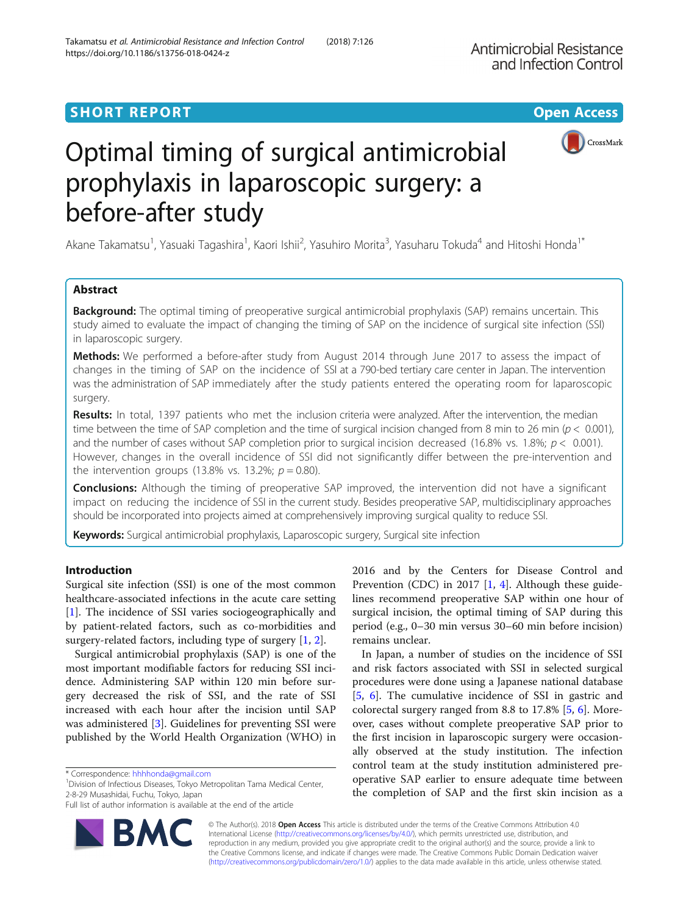SHORT REPORT

Open Access

# Optimal timing of surgical antimicrobial prophylaxis in laparoscopic surgery: a before-after study

Akane Takamatsu[1], Yasuaki Tagashira[1], Kaori Ishii[2], Yasuhiro Morita[3], Yasuharu Tokuda[4] and Hitoshi Honda[1*]

## Abstract

**Background:** The optimal timing of preoperative surgical antimicrobial prophylaxis (SAP) remains uncertain. This study aimed to evaluate the impact of changing the timing of SAP on the incidence of surgical site infection (SSI) in laparoscopic surgery.

**Methods:** We performed a before-after study from August 2014 through June 2017 to assess the impact of changes in the timing of SAP on the incidence of SSI at a 790-bed tertiary care center in Japan. The intervention was the administration of SAP immediately after the study patients entered the operating room for laparoscopic surgery.

**Results:** In total, 1397 patients who met the inclusion criteria were analyzed. After the intervention, the median time between the time of SAP completion and the time of surgical incision changed from 8 min to 26 min ($p < 0.001$), and the number of cases without SAP completion prior to surgical incision decreased (16.8% vs. 1.8%; $p < 0.001$). However, changes in the overall incidence of SSI did not significantly differ between the pre-intervention and the intervention groups (13.8% vs. 13.2%; $p = 0.80$).

**Conclusions:** Although the timing of preoperative SAP improved, the intervention did not have a significant impact on reducing the incidence of SSI in the current study. Besides preoperative SAP, multidisciplinary approaches should be incorporated into projects aimed at comprehensively improving surgical quality to reduce SSI.

**Keywords:** Surgical antimicrobial prophylaxis, Laparoscopic surgery, Surgical site infection

## Introduction

Surgical site infection (SSI) is one of the most common healthcare-associated infections in the acute care setting [1]. The incidence of SSI varies sociogeographically and by patient-related factors, such as co-morbidities and surgery-related factors, including type of surgery [1, 2].

Surgical antimicrobial prophylaxis (SAP) is one of the most important modifiable factors for reducing SSI incidence. Administering SAP within 120 min before surgery decreased the risk of SSI, and the rate of SSI increased with each hour after the incision until SAP was administered [3]. Guidelines for preventing SSI were published by the World Health Organization (WHO) in 2016 and by the Centers for Disease Control and Prevention (CDC) in 2017 [1, 4]. Although these guidelines recommend preoperative SAP within one hour of surgical incision, the optimal timing of SAP during this period (e.g., 0–30 min versus 30–60 min before incision) remains unclear.

In Japan, a number of studies on the incidence of SSI and risk factors associated with SSI in selected surgical procedures were done using a Japanese national database [5, 6]. The cumulative incidence of SSI in gastric and colorectal surgery ranged from 8.8 to 17.8% [5, 6]. Moreover, cases without complete preoperative SAP prior to the first incision in laparoscopic surgery were occasionally observed at the study institution. The infection control team at the study institution administered preoperative SAP earlier to ensure adequate time between the completion of SAP and the first skin incision as a

\* Correspondence: hhhhonda@gmail.com
[1]Division of Infectious Diseases, Tokyo Metropolitan Tama Medical Center, 2-8-29 Musashidai, Fuchu, Tokyo, Japan
Full list of author information is available at the end of the article

© The Author(s). 2018 **Open Access** This article is distributed under the terms of the Creative Commons Attribution 4.0 International License (http://creativecommons.org/licenses/by/4.0/), which permits unrestricted use, distribution, and reproduction in any medium, provided you give appropriate credit to the original author(s) and the source, provide a link to the Creative Commons license, and indicate if changes were made. The Creative Commons Public Domain Dedication waiver (http://creativecommons.org/publicdomain/zero/1.0/) applies to the data made available in this article, unless otherwise stated.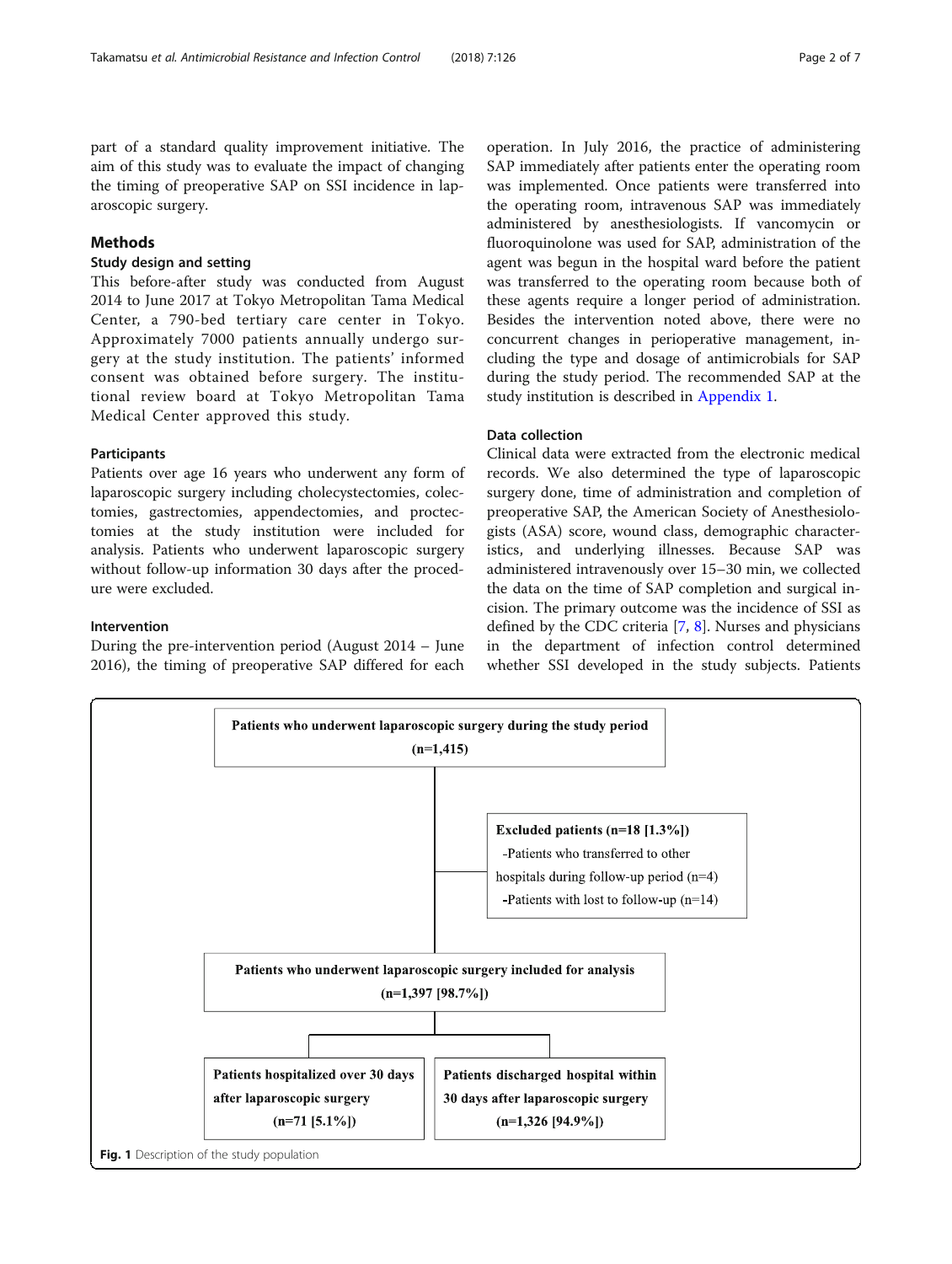part of a standard quality improvement initiative. The aim of this study was to evaluate the impact of changing the timing of preoperative SAP on SSI incidence in laparoscopic surgery.

## Methods

### Study design and setting

This before-after study was conducted from August 2014 to June 2017 at Tokyo Metropolitan Tama Medical Center, a 790-bed tertiary care center in Tokyo. Approximately 7000 patients annually undergo surgery at the study institution. The patients' informed consent was obtained before surgery. The institutional review board at Tokyo Metropolitan Tama Medical Center approved this study.

### Participants

Patients over age 16 years who underwent any form of laparoscopic surgery including cholecystectomies, colectomies, gastrectomies, appendectomies, and proctectomies at the study institution were included for analysis. Patients who underwent laparoscopic surgery without follow-up information 30 days after the procedure were excluded.

### Intervention

During the pre-intervention period (August 2014 – June 2016), the timing of preoperative SAP differed for each operation. In July 2016, the practice of administering SAP immediately after patients enter the operating room was implemented. Once patients were transferred into the operating room, intravenous SAP was immediately administered by anesthesiologists. If vancomycin or fluoroquinolone was used for SAP, administration of the agent was begun in the hospital ward before the patient was transferred to the operating room because both of these agents require a longer period of administration. Besides the intervention noted above, there were no concurrent changes in perioperative management, including the type and dosage of antimicrobials for SAP during the study period. The recommended SAP at the study institution is described in Appendix 1.

### Data collection

Clinical data were extracted from the electronic medical records. We also determined the type of laparoscopic surgery done, time of administration and completion of preoperative SAP, the American Society of Anesthesiologists (ASA) score, wound class, demographic characteristics, and underlying illnesses. Because SAP was administered intravenously over 15–30 min, we collected the data on the time of SAP completion and surgical incision. The primary outcome was the incidence of SSI as defined by the CDC criteria [7, 8]. Nurses and physicians in the department of infection control determined whether SSI developed in the study subjects. Patients

Patients who underwent laparoscopic surgery during the study period (n=1,415)

Excluded patients (n=18 [1.3%])
- Patients who transferred to other hospitals during follow-up period (n=4)
- Patients with lost to follow-up (n=14)

Patients who underwent laparoscopic surgery included for analysis (n=1,397 [98.7%])

Patients hospitalized over 30 days after laparoscopic surgery (n=71 [5.1%])

Patients discharged hospital within 30 days after laparoscopic surgery (n=1,326 [94.9%])

**Fig. 1** Description of the study population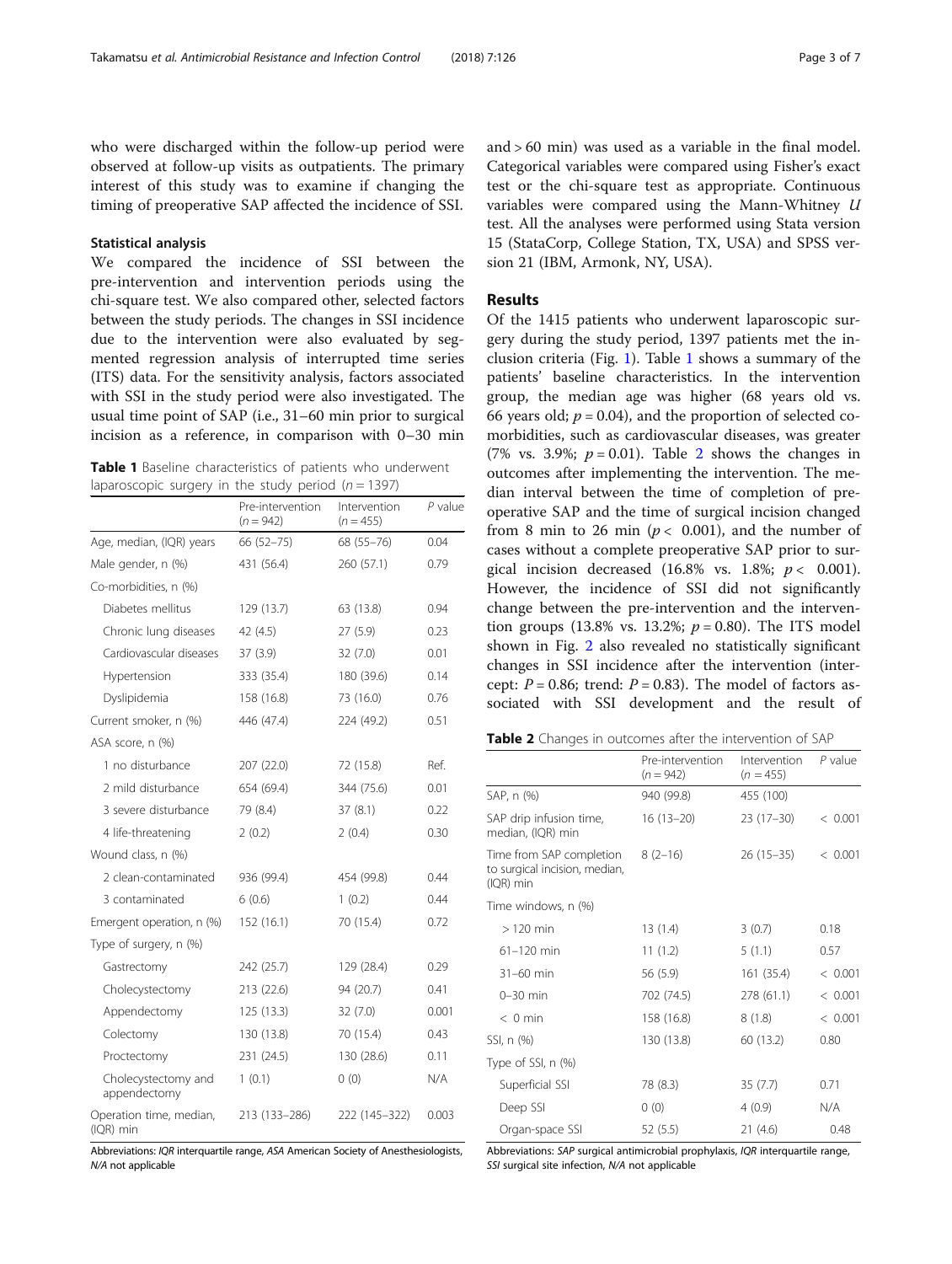who were discharged within the follow-up period were observed at follow-up visits as outpatients. The primary interest of this study was to examine if changing the timing of preoperative SAP affected the incidence of SSI.

### Statistical analysis

We compared the incidence of SSI between the pre-intervention and intervention periods using the chi-square test. We also compared other, selected factors between the study periods. The changes in SSI incidence due to the intervention were also evaluated by segmented regression analysis of interrupted time series (ITS) data. For the sensitivity analysis, factors associated with SSI in the study period were also investigated. The usual time point of SAP (i.e., 31–60 min prior to surgical incision as a reference, in comparison with 0–30 min and > 60 min) was used as a variable in the final model. Categorical variables were compared using Fisher's exact test or the chi-square test as appropriate. Continuous variables were compared using the Mann-Whitney *U* test. All the analyses were performed using Stata version 15 (StataCorp, College Station, TX, USA) and SPSS version 21 (IBM, Armonk, NY, USA).

**Table 1** Baseline characteristics of patients who underwent laparoscopic surgery in the study period ($n = 1397$)

| | Pre-intervention ($n = 942$) | Intervention ($n = 455$) | *P* value |
|---|---|---|---|
| Age, median, (IQR) years | 66 (52–75) | 68 (55–76) | 0.04 |
| Male gender, n (%) | 431 (56.4) | 260 (57.1) | 0.79 |
| Co-morbidities, n (%) | | | |
| Diabetes mellitus | 129 (13.7) | 63 (13.8) | 0.94 |
| Chronic lung diseases | 42 (4.5) | 27 (5.9) | 0.23 |
| Cardiovascular diseases | 37 (3.9) | 32 (7.0) | 0.01 |
| Hypertension | 333 (35.4) | 180 (39.6) | 0.14 |
| Dyslipidemia | 158 (16.8) | 73 (16.0) | 0.76 |
| Current smoker, n (%) | 446 (47.4) | 224 (49.2) | 0.51 |
| ASA score, n (%) | | | |
| 1 no disturbance | 207 (22.0) | 72 (15.8) | Ref. |
| 2 mild disturbance | 654 (69.4) | 344 (75.6) | 0.01 |
| 3 severe disturbance | 79 (8.4) | 37 (8.1) | 0.22 |
| 4 life-threatening | 2 (0.2) | 2 (0.4) | 0.30 |
| Wound class, n (%) | | | |
| 2 clean-contaminated | 936 (99.4) | 454 (99.8) | 0.44 |
| 3 contaminated | 6 (0.6) | 1 (0.2) | 0.44 |
| Emergent operation, n (%) | 152 (16.1) | 70 (15.4) | 0.72 |
| Type of surgery, n (%) | | | |
| Gastrectomy | 242 (25.7) | 129 (28.4) | 0.29 |
| Cholecystectomy | 213 (22.6) | 94 (20.7) | 0.41 |
| Appendectomy | 125 (13.3) | 32 (7.0) | 0.001 |
| Colectomy | 130 (13.8) | 70 (15.4) | 0.43 |
| Proctectomy | 231 (24.5) | 130 (28.6) | 0.11 |
| Cholecystectomy and appendectomy | 1 (0.1) | 0 (0) | N/A |
| Operation time, median, (IQR) min | 213 (133–286) | 222 (145–322) | 0.003 |

Abbreviations: *IQR* interquartile range, *ASA* American Society of Anesthesiologists, *N/A* not applicable

## Results

Of the 1415 patients who underwent laparoscopic surgery during the study period, 1397 patients met the inclusion criteria (Fig. 1). Table 1 shows a summary of the patients' baseline characteristics. In the intervention group, the median age was higher (68 years old vs. 66 years old; $p = 0.04$), and the proportion of selected comorbidities, such as cardiovascular diseases, was greater (7% vs. 3.9%; $p = 0.01$). Table 2 shows the changes in outcomes after implementing the intervention. The median interval between the time of completion of preoperative SAP and the time of surgical incision changed from 8 min to 26 min ($p < 0.001$), and the number of cases without a complete preoperative SAP prior to surgical incision decreased (16.8% vs. 1.8%; $p < 0.001$). However, the incidence of SSI did not significantly change between the pre-intervention and the intervention groups (13.8% vs. 13.2%; $p = 0.80$). The ITS model shown in Fig. 2 also revealed no statistically significant changes in SSI incidence after the intervention (intercept: $P = 0.86$; trend: $P = 0.83$). The model of factors associated with SSI development and the result of

**Table 2** Changes in outcomes after the intervention of SAP

| | Pre-intervention ($n = 942$) | Intervention ($n = 455$) | *P* value |
|---|---|---|---|
| SAP, n (%) | 940 (99.8) | 455 (100) | |
| SAP drip infusion time, median, (IQR) min | 16 (13–20) | 23 (17–30) | < 0.001 |
| Time from SAP completion to surgical incision, median, (IQR) min | 8 (2–16) | 26 (15–35) | < 0.001 |
| Time windows, n (%) | | | |
| > 120 min | 13 (1.4) | 3 (0.7) | 0.18 |
| 61–120 min | 11 (1.2) | 5 (1.1) | 0.57 |
| 31–60 min | 56 (5.9) | 161 (35.4) | < 0.001 |
| 0–30 min | 702 (74.5) | 278 (61.1) | < 0.001 |
| < 0 min | 158 (16.8) | 8 (1.8) | < 0.001 |
| SSI, n (%) | 130 (13.8) | 60 (13.2) | 0.80 |
| Type of SSI, n (%) | | | |
| Superficial SSI | 78 (8.3) | 35 (7.7) | 0.71 |
| Deep SSI | 0 (0) | 4 (0.9) | N/A |
| Organ-space SSI | 52 (5.5) | 21 (4.6) | 0.48 |

Abbreviations: *SAP* surgical antimicrobial prophylaxis, *IQR* interquartile range, *SSI* surgical site infection, *N/A* not applicable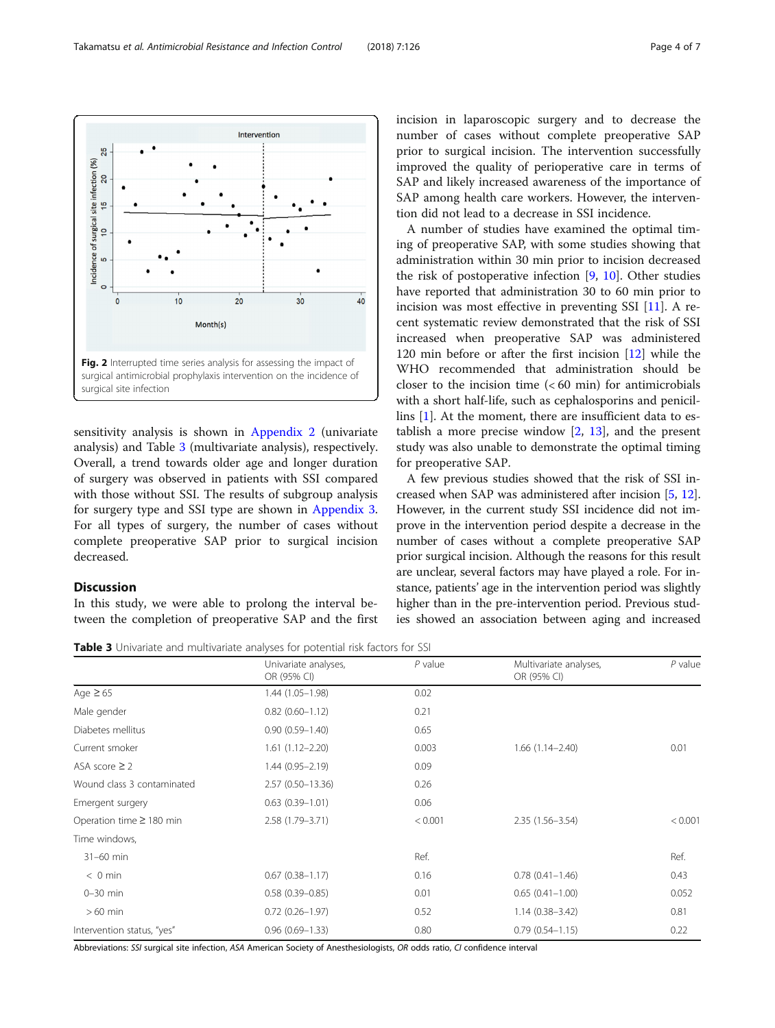Fig. 2 Interrupted time series analysis for assessing the impact of surgical antimicrobial prophylaxis intervention on the incidence of surgical site infection

sensitivity analysis is shown in Appendix 2 (univariate analysis) and Table 3 (multivariate analysis), respectively. Overall, a trend towards older age and longer duration of surgery was observed in patients with SSI compared with those without SSI. The results of subgroup analysis for surgery type and SSI type are shown in Appendix 3. For all types of surgery, the number of cases without complete preoperative SAP prior to surgical incision decreased.

## Discussion

In this study, we were able to prolong the interval between the completion of preoperative SAP and the first incision in laparoscopic surgery and to decrease the number of cases without complete preoperative SAP prior to surgical incision. The intervention successfully improved the quality of perioperative care in terms of SAP and likely increased awareness of the importance of SAP among health care workers. However, the intervention did not lead to a decrease in SSI incidence.

A number of studies have examined the optimal timing of preoperative SAP, with some studies showing that administration within 30 min prior to incision decreased the risk of postoperative infection [9, 10]. Other studies have reported that administration 30 to 60 min prior to incision was most effective in preventing SSI [11]. A recent systematic review demonstrated that the risk of SSI increased when preoperative SAP was administered 120 min before or after the first incision [12] while the WHO recommended that administration should be closer to the incision time (< 60 min) for antimicrobials with a short half-life, such as cephalosporins and penicillins [1]. At the moment, there are insufficient data to establish a more precise window [2, 13], and the present study was also unable to demonstrate the optimal timing for preoperative SAP.

A few previous studies showed that the risk of SSI increased when SAP was administered after incision [5, 12]. However, in the current study SSI incidence did not improve in the intervention period despite a decrease in the number of cases without a complete preoperative SAP prior surgical incision. Although the reasons for this result are unclear, several factors may have played a role. For instance, patients' age in the intervention period was slightly higher than in the pre-intervention period. Previous studies showed an association between aging and increased

**Table 3** Univariate and multivariate analyses for potential risk factors for SSI

| | Univariate analyses, OR (95% CI) | *P* value | Multivariate analyses, OR (95% CI) | *P* value |
|---|---|---|---|---|
| Age ≥ 65 | 1.44 (1.05–1.98) | 0.02 | | |
| Male gender | 0.82 (0.60–1.12) | 0.21 | | |
| Diabetes mellitus | 0.90 (0.59–1.40) | 0.65 | | |
| Current smoker | 1.61 (1.12–2.20) | 0.003 | 1.66 (1.14–2.40) | 0.01 |
| ASA score ≥ 2 | 1.44 (0.95–2.19) | 0.09 | | |
| Wound class 3 contaminated | 2.57 (0.50–13.36) | 0.26 | | |
| Emergent surgery | 0.63 (0.39–1.01) | 0.06 | | |
| Operation time ≥ 180 min | 2.58 (1.79–3.71) | < 0.001 | 2.35 (1.56–3.54) | < 0.001 |
| Time windows, | | | | |
| 31–60 min | | Ref. | | Ref. |
| < 0 min | 0.67 (0.38–1.17) | 0.16 | 0.78 (0.41–1.46) | 0.43 |
| 0–30 min | 0.58 (0.39–0.85) | 0.01 | 0.65 (0.41–1.00) | 0.052 |
| > 60 min | 0.72 (0.26–1.97) | 0.52 | 1.14 (0.38–3.42) | 0.81 |
| Intervention status, "yes" | 0.96 (0.69–1.33) | 0.80 | 0.79 (0.54–1.15) | 0.22 |

Abbreviations: *SSI* surgical site infection, *ASA* American Society of Anesthesiologists, *OR* odds ratio, *CI* confidence interval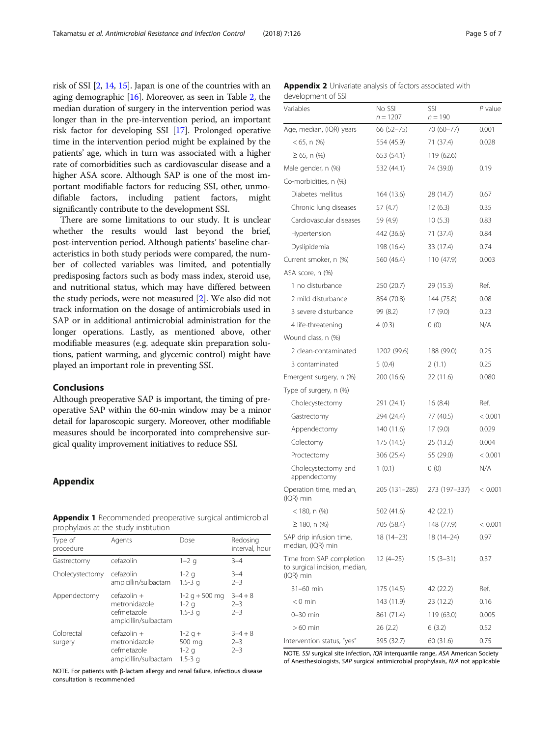risk of SSI [2, 14, 15]. Japan is one of the countries with an aging demographic [16]. Moreover, as seen in Table 2, the median duration of surgery in the intervention period was longer than in the pre-intervention period, an important risk factor for developing SSI [17]. Prolonged operative time in the intervention period might be explained by the patients' age, which in turn was associated with a higher rate of comorbidities such as cardiovascular disease and a higher ASA score. Although SAP is one of the most important modifiable factors for reducing SSI, other, unmodifiable factors, including patient factors, might significantly contribute to the development SSI.

There are some limitations to our study. It is unclear whether the results would last beyond the brief, post-intervention period. Although patients' baseline characteristics in both study periods were compared, the number of collected variables was limited, and potentially predisposing factors such as body mass index, steroid use, and nutritional status, which may have differed between the study periods, were not measured [2]. We also did not track information on the dosage of antimicrobials used in SAP or in additional antimicrobial administration for the longer operations. Lastly, as mentioned above, other modifiable measures (e.g. adequate skin preparation solutions, patient warming, and glycemic control) might have played an important role in preventing SSI.

## Conclusions

Although preoperative SAP is important, the timing of preoperative SAP within the 60-min window may be a minor detail for laparoscopic surgery. Moreover, other modifiable measures should be incorporated into comprehensive surgical quality improvement initiatives to reduce SSI.

## Appendix

**Appendix 1** Recommended preoperative surgical antimicrobial prophylaxis at the study institution

| Type of procedure | Agents | Dose | Redosing interval, hour |
|---|---|---|---|
| Gastrectomy | cefazolin | 1–2 g | 3–4 |
| Cholecystectomy | cefazolin<br>ampicillin/sulbactam | 1-2 g<br>1.5-3 g | 3–4<br>2–3 |
| Appendectomy | cefazolin + metronidazole<br>cefmetazole<br>ampicillin/sulbactam | 1-2 g + 500 mg<br>1-2 g<br>1.5-3 g | 3–4 + 8<br>2–3<br>2–3 |
| Colorectal surgery | cefazolin + metronidazole<br>cefmetazole<br>ampicillin/sulbactam | 1-2 g + 500 mg<br>1-2 g<br>1.5-3 g | 3–4 + 8<br>2–3<br>2–3 |

NOTE. For patients with β-lactam allergy and renal failure, infectious disease consultation is recommended

**Appendix 2** Univariate analysis of factors associated with development of SSI

| Variables | No SSI $n = 1207$ | SSI $n = 190$ | *P* value |
|---|---|---|---|
| Age, median, (IQR) years | 66 (52–75) | 70 (60–77) | 0.001 |
| < 65, n (%) | 554 (45.9) | 71 (37.4) | 0.028 |
| ≥ 65, n (%) | 653 (54.1) | 119 (62.6) | |
| Male gender, n (%) | 532 (44.1) | 74 (39.0) | 0.19 |
| Co-morbidities, n (%) | | | |
| Diabetes mellitus | 164 (13.6) | 28 (14.7) | 0.67 |
| Chronic lung diseases | 57 (4.7) | 12 (6.3) | 0.35 |
| Cardiovascular diseases | 59 (4.9) | 10 (5.3) | 0.83 |
| Hypertension | 442 (36.6) | 71 (37.4) | 0.84 |
| Dyslipidemia | 198 (16.4) | 33 (17.4) | 0.74 |
| Current smoker, n (%) | 560 (46.4) | 110 (47.9) | 0.003 |
| ASA score, n (%) | | | |
| 1 no disturbance | 250 (20.7) | 29 (15.3) | Ref. |
| 2 mild disturbance | 854 (70.8) | 144 (75.8) | 0.08 |
| 3 severe disturbance | 99 (8.2) | 17 (9.0) | 0.23 |
| 4 life-threatening | 4 (0.3) | 0 (0) | N/A |
| Wound class, n (%) | | | |
| 2 clean-contaminated | 1202 (99.6) | 188 (99.0) | 0.25 |
| 3 contaminated | 5 (0.4) | 2 (1.1) | 0.25 |
| Emergent surgery, n (%) | 200 (16.6) | 22 (11.6) | 0.080 |
| Type of surgery, n (%) | | | |
| Cholecystectomy | 291 (24.1) | 16 (8.4) | Ref. |
| Gastrectomy | 294 (24.4) | 77 (40.5) | < 0.001 |
| Appendectomy | 140 (11.6) | 17 (9.0) | 0.029 |
| Colectomy | 175 (14.5) | 25 (13.2) | 0.004 |
| Proctectomy | 306 (25.4) | 55 (29.0) | < 0.001 |
| Cholecystectomy and appendectomy | 1 (0.1) | 0 (0) | N/A |
| Operation time, median, (IQR) min | 205 (131–285) | 273 (197–337) | < 0.001 |
| < 180, n (%) | 502 (41.6) | 42 (22.1) | |
| ≥ 180, n (%) | 705 (58.4) | 148 (77.9) | < 0.001 |
| SAP drip infusion time, median, (IQR) min | 18 (14–23) | 18 (14–24) | 0.97 |
| Time from SAP completion to surgical incision, median, (IQR) min | 12 (4–25) | 15 (3–31) | 0.37 |
| 31–60 min | 175 (14.5) | 42 (22.2) | Ref. |
| < 0 min | 143 (11.9) | 23 (12.2) | 0.16 |
| 0–30 min | 861 (71.4) | 119 (63.0) | 0.005 |
| > 60 min | 26 (2.2) | 6 (3.2) | 0.52 |
| Intervention status, "yes" | 395 (32.7) | 60 (31.6) | 0.75 |

NOTE. *SSI* surgical site infection, *IQR* interquartile range, *ASA* American Society of Anesthesiologists, *SAP* surgical antimicrobial prophylaxis, *N/A* not applicable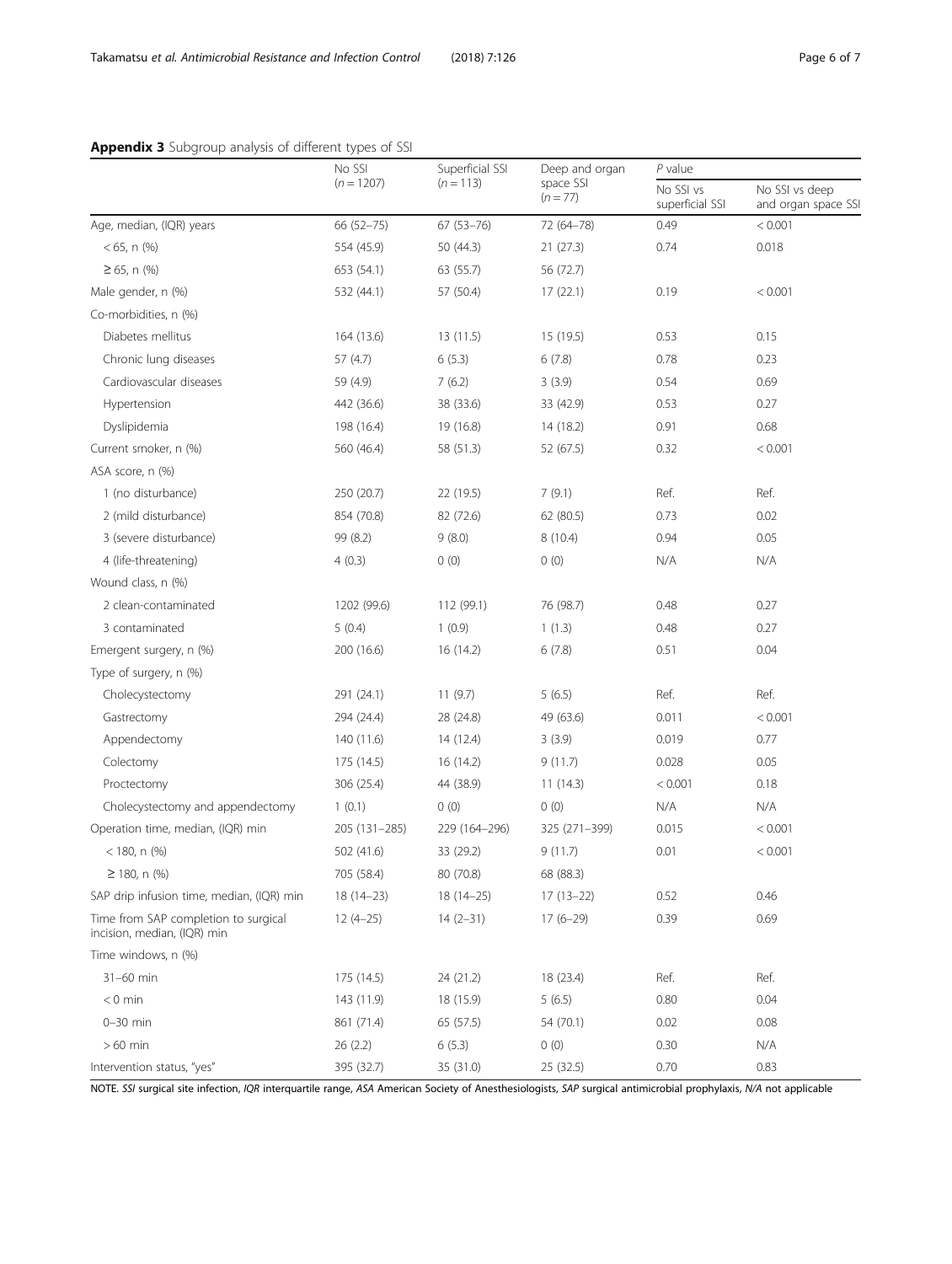**Appendix 3** Subgroup analysis of different types of SSI

| | No SSI ($n = 1207$) | Superficial SSI ($n = 113$) | Deep and organ space SSI ($n = 77$) | *P* value | |
|---|---|---|---|---|---|
| | | | | No SSI vs superficial SSI | No SSI vs deep and organ space SSI |
| Age, median, (IQR) years | 66 (52–75) | 67 (53–76) | 72 (64–78) | 0.49 | < 0.001 |
| < 65, n (%) | 554 (45.9) | 50 (44.3) | 21 (27.3) | 0.74 | 0.018 |
| ≥ 65, n (%) | 653 (54.1) | 63 (55.7) | 56 (72.7) | | |
| Male gender, n (%) | 532 (44.1) | 57 (50.4) | 17 (22.1) | 0.19 | < 0.001 |
| Co-morbidities, n (%) | | | | | |
| Diabetes mellitus | 164 (13.6) | 13 (11.5) | 15 (19.5) | 0.53 | 0.15 |
| Chronic lung diseases | 57 (4.7) | 6 (5.3) | 6 (7.8) | 0.78 | 0.23 |
| Cardiovascular diseases | 59 (4.9) | 7 (6.2) | 3 (3.9) | 0.54 | 0.69 |
| Hypertension | 442 (36.6) | 38 (33.6) | 33 (42.9) | 0.53 | 0.27 |
| Dyslipidemia | 198 (16.4) | 19 (16.8) | 14 (18.2) | 0.91 | 0.68 |
| Current smoker, n (%) | 560 (46.4) | 58 (51.3) | 52 (67.5) | 0.32 | < 0.001 |
| ASA score, n (%) | | | | | |
| 1 (no disturbance) | 250 (20.7) | 22 (19.5) | 7 (9.1) | Ref. | Ref. |
| 2 (mild disturbance) | 854 (70.8) | 82 (72.6) | 62 (80.5) | 0.73 | 0.02 |
| 3 (severe disturbance) | 99 (8.2) | 9 (8.0) | 8 (10.4) | 0.94 | 0.05 |
| 4 (life-threatening) | 4 (0.3) | 0 (0) | 0 (0) | N/A | N/A |
| Wound class, n (%) | | | | | |
| 2 clean-contaminated | 1202 (99.6) | 112 (99.1) | 76 (98.7) | 0.48 | 0.27 |
| 3 contaminated | 5 (0.4) | 1 (0.9) | 1 (1.3) | 0.48 | 0.27 |
| Emergent surgery, n (%) | 200 (16.6) | 16 (14.2) | 6 (7.8) | 0.51 | 0.04 |
| Type of surgery, n (%) | | | | | |
| Cholecystectomy | 291 (24.1) | 11 (9.7) | 5 (6.5) | Ref. | Ref. |
| Gastrectomy | 294 (24.4) | 28 (24.8) | 49 (63.6) | 0.011 | < 0.001 |
| Appendectomy | 140 (11.6) | 14 (12.4) | 3 (3.9) | 0.019 | 0.77 |
| Colectomy | 175 (14.5) | 16 (14.2) | 9 (11.7) | 0.028 | 0.05 |
| Proctectomy | 306 (25.4) | 44 (38.9) | 11 (14.3) | < 0.001 | 0.18 |
| Cholecystectomy and appendectomy | 1 (0.1) | 0 (0) | 0 (0) | N/A | N/A |
| Operation time, median, (IQR) min | 205 (131–285) | 229 (164–296) | 325 (271–399) | 0.015 | < 0.001 |
| < 180, n (%) | 502 (41.6) | 33 (29.2) | 9 (11.7) | 0.01 | < 0.001 |
| ≥ 180, n (%) | 705 (58.4) | 80 (70.8) | 68 (88.3) | | |
| SAP drip infusion time, median, (IQR) min | 18 (14–23) | 18 (14–25) | 17 (13–22) | 0.52 | 0.46 |
| Time from SAP completion to surgical incision, median, (IQR) min | 12 (4–25) | 14 (2–31) | 17 (6–29) | 0.39 | 0.69 |
| Time windows, n (%) | | | | | |
| 31–60 min | 175 (14.5) | 24 (21.2) | 18 (23.4) | Ref. | Ref. |
| < 0 min | 143 (11.9) | 18 (15.9) | 5 (6.5) | 0.80 | 0.04 |
| 0–30 min | 861 (71.4) | 65 (57.5) | 54 (70.1) | 0.02 | 0.08 |
| > 60 min | 26 (2.2) | 6 (5.3) | 0 (0) | 0.30 | N/A |
| Intervention status, "yes" | 395 (32.7) | 35 (31.0) | 25 (32.5) | 0.70 | 0.83 |

NOTE. *SSI* surgical site infection, *IQR* interquartile range, *ASA* American Society of Anesthesiologists, *SAP* surgical antimicrobial prophylaxis, *N/A* not applicable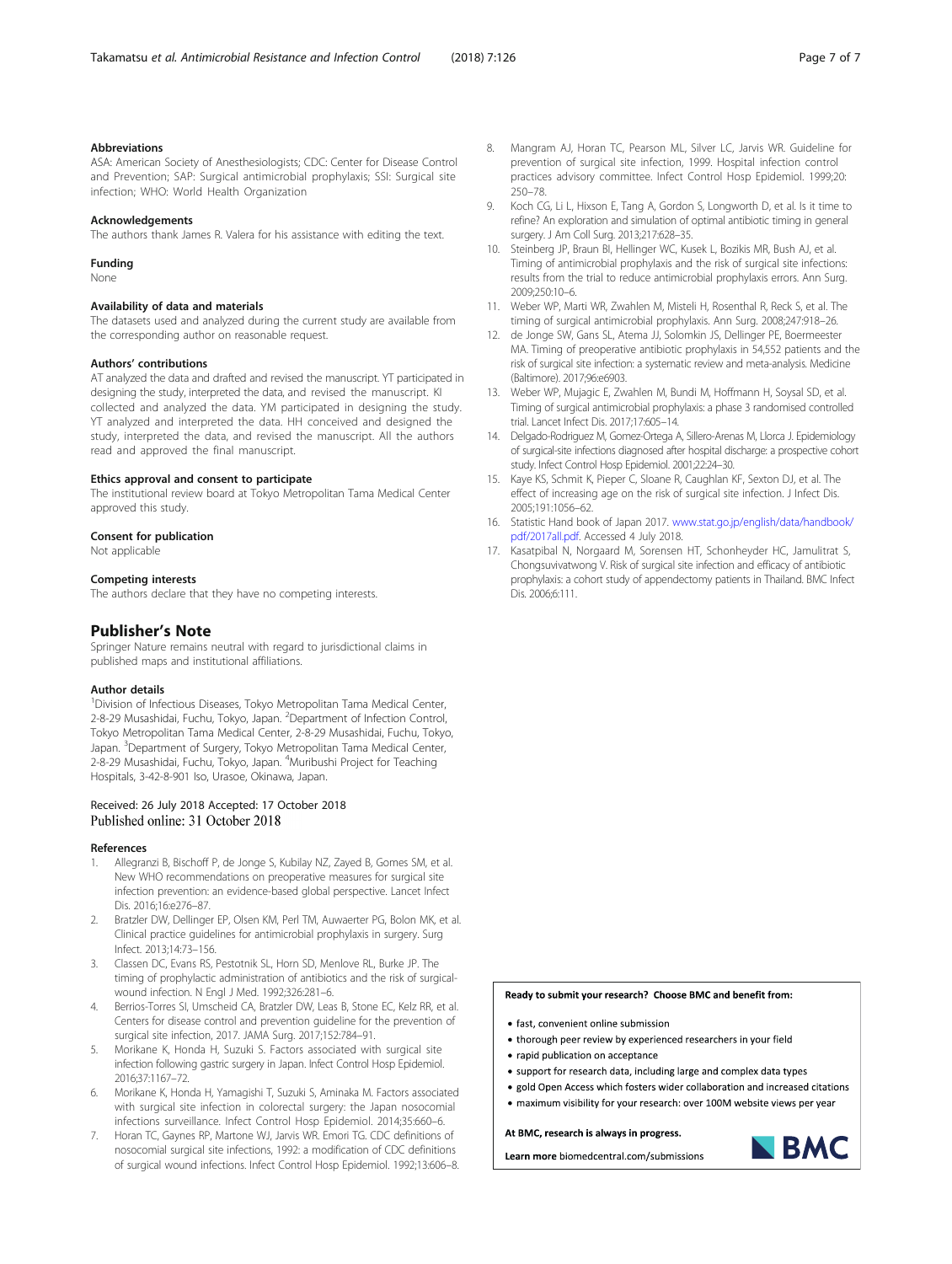### Abbreviations

ASA: American Society of Anesthesiologists; CDC: Center for Disease Control and Prevention; SAP: Surgical antimicrobial prophylaxis; SSI: Surgical site infection; WHO: World Health Organization

### Acknowledgements

The authors thank James R. Valera for his assistance with editing the text.

### Funding

None

### Availability of data and materials

The datasets used and analyzed during the current study are available from the corresponding author on reasonable request.

### Authors' contributions

AT analyzed the data and drafted and revised the manuscript. YT participated in designing the study, interpreted the data, and revised the manuscript. KI collected and analyzed the data. YM participated in designing the study. YT analyzed and interpreted the data. HH conceived and designed the study, interpreted the data, and revised the manuscript. All the authors read and approved the final manuscript.

### Ethics approval and consent to participate

The institutional review board at Tokyo Metropolitan Tama Medical Center approved this study.

### Consent for publication

Not applicable

### Competing interests

The authors declare that they have no competing interests.

## Publisher's Note

Springer Nature remains neutral with regard to jurisdictional claims in published maps and institutional affiliations.

### Author details

[1]Division of Infectious Diseases, Tokyo Metropolitan Tama Medical Center, 2-8-29 Musashidai, Fuchu, Tokyo, Japan. [2]Department of Infection Control, Tokyo Metropolitan Tama Medical Center, 2-8-29 Musashidai, Fuchu, Tokyo, Japan. [3]Department of Surgery, Tokyo Metropolitan Tama Medical Center, 2-8-29 Musashidai, Fuchu, Tokyo, Japan. [4]Muribushi Project for Teaching Hospitals, 3-42-8-901 Iso, Urasoe, Okinawa, Japan.

Received: 26 July 2018 Accepted: 17 October 2018
Published online: 31 October 2018

### References

1. Allegranzi B, Bischoff P, de Jonge S, Kubilay NZ, Zayed B, Gomes SM, et al. New WHO recommendations on preoperative measures for surgical site infection prevention: an evidence-based global perspective. Lancet Infect Dis. 2016;16:e276–87.
2. Bratzler DW, Dellinger EP, Olsen KM, Perl TM, Auwaerter PG, Bolon MK, et al. Clinical practice guidelines for antimicrobial prophylaxis in surgery. Surg Infect. 2013;14:73–156.
3. Classen DC, Evans RS, Pestotnik SL, Horn SD, Menlove RL, Burke JP. The timing of prophylactic administration of antibiotics and the risk of surgical-wound infection. N Engl J Med. 1992;326:281–6.
4. Berrios-Torres SI, Umscheid CA, Bratzler DW, Leas B, Stone EC, Kelz RR, et al. Centers for disease control and prevention guideline for the prevention of surgical site infection, 2017. JAMA Surg. 2017;152:784–91.
5. Morikane K, Honda H, Suzuki S. Factors associated with surgical site infection following gastric surgery in Japan. Infect Control Hosp Epidemiol. 2016;37:1167–72.
6. Morikane K, Honda H, Yamagishi T, Suzuki S, Aminaka M. Factors associated with surgical site infection in colorectal surgery: the Japan nosocomial infections surveillance. Infect Control Hosp Epidemiol. 2014;35:660–6.
7. Horan TC, Gaynes RP, Martone WJ, Jarvis WR, Emori TG. CDC definitions of nosocomial surgical site infections, 1992: a modification of CDC definitions of surgical wound infections. Infect Control Hosp Epidemiol. 1992;13:606–8.
8. Mangram AJ, Horan TC, Pearson ML, Silver LC, Jarvis WR. Guideline for prevention of surgical site infection, 1999. Hospital infection control practices advisory committee. Infect Control Hosp Epidemiol. 1999;20:250–78.
9. Koch CG, Li L, Hixson E, Tang A, Gordon S, Longworth D, et al. Is it time to refine? An exploration and simulation of optimal antibiotic timing in general surgery. J Am Coll Surg. 2013;217:628–35.
10. Steinberg JP, Braun BI, Hellinger WC, Kusek L, Bozikis MR, Bush AJ, et al. Timing of antimicrobial prophylaxis and the risk of surgical site infections: results from the trial to reduce antimicrobial prophylaxis errors. Ann Surg. 2009;250:10–6.
11. Weber WP, Marti WR, Zwahlen M, Misteli H, Rosenthal R, Reck S, et al. The timing of surgical antimicrobial prophylaxis. Ann Surg. 2008;247:918–26.
12. de Jonge SW, Gans SL, Atema JJ, Solomkin JS, Dellinger PE, Boermeester MA. Timing of preoperative antibiotic prophylaxis in 54,552 patients and the risk of surgical site infection: a systematic review and meta-analysis. Medicine (Baltimore). 2017;96:e6903.
13. Weber WP, Mujagic E, Zwahlen M, Bundi M, Hoffmann H, Soysal SD, et al. Timing of surgical antimicrobial prophylaxis: a phase 3 randomised controlled trial. Lancet Infect Dis. 2017;17:605–14.
14. Delgado-Rodriguez M, Gomez-Ortega A, Sillero-Arenas M, Llorca J. Epidemiology of surgical-site infections diagnosed after hospital discharge: a prospective cohort study. Infect Control Hosp Epidemiol. 2001;22:24–30.
15. Kaye KS, Schmit K, Pieper C, Sloane R, Caughlan KF, Sexton DJ, et al. The effect of increasing age on the risk of surgical site infection. J Infect Dis. 2005;191:1056–62.
16. Statistic Hand book of Japan 2017. www.stat.go.jp/english/data/handbook/pdf/2017all.pdf. Accessed 4 July 2018.
17. Kasatpibal N, Norgaard M, Sorensen HT, Schonheyder HC, Jamulitrat S, Chongsuvivatwong V. Risk of surgical site infection and efficacy of antibiotic prophylaxis: a cohort study of appendectomy patients in Thailand. BMC Infect Dis. 2006;6:111.

**Ready to submit your research? Choose BMC and benefit from:**

- fast, convenient online submission
- thorough peer review by experienced researchers in your field
- rapid publication on acceptance
- support for research data, including large and complex data types
- gold Open Access which fosters wider collaboration and increased citations
- maximum visibility for your research: over 100M website views per year

**At BMC, research is always in progress.**

**Learn more** biomedcentral.com/submissions

BMC